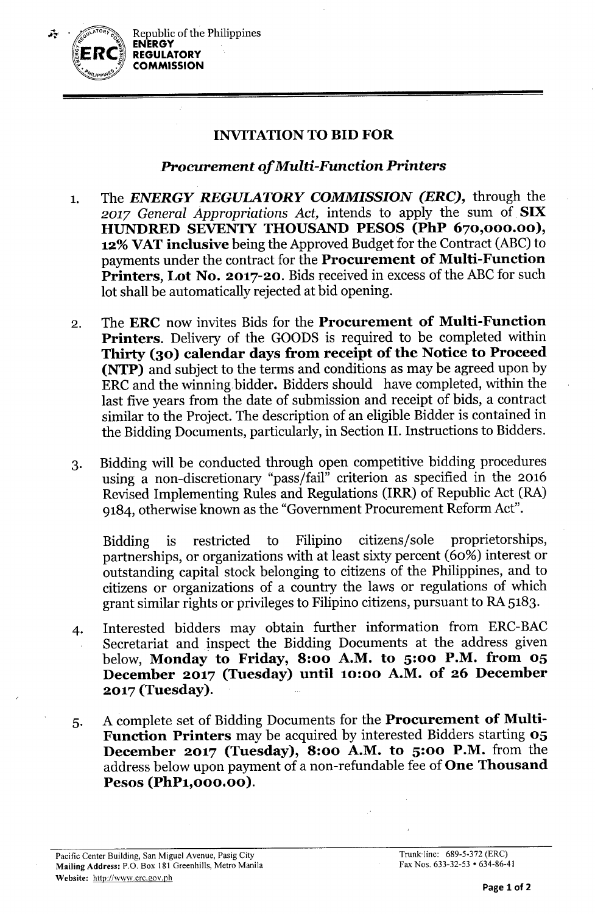Republic of the Philippines
**ENERGY REGULATORY COMMISSION**

# INVITATION TO BID FOR

## *Procurement of Multi-Function Printers*

1. The ***ENERGY REGULATORY COMMISSION (ERC),*** through the *2017 General Appropriations Act,* intends to apply the sum of **SIX HUNDRED SEVENTY THOUSAND PESOS (PhP 670,000.00), 12% VAT inclusive** being the Approved Budget for the Contract (ABC) to payments under the contract for the **Procurement of Multi-Function Printers, Lot No. 2017-20.** Bids received in excess of the ABC for such lot shall be automatically rejected at bid opening.

2. The **ERC** now invites Bids for the **Procurement of Multi-Function Printers.** Delivery of the GOODS is required to be completed within **Thirty (30) calendar days from receipt of the Notice to Proceed (NTP)** and subject to the terms and conditions as may be agreed upon by ERC and the winning bidder. Bidders should have completed, within the last five years from the date of submission and receipt of bids, a contract similar to the Project. The description of an eligible Bidder is contained in the Bidding Documents, particularly, in Section II. Instructions to Bidders.

3. Bidding will be conducted through open competitive bidding procedures using a non-discretionary "pass/fail" criterion as specified in the 2016 Revised Implementing Rules and Regulations (IRR) of Republic Act (RA) 9184, otherwise known as the "Government Procurement Reform Act".

   Bidding is restricted to Filipino citizens/sole proprietorships, partnerships, or organizations with at least sixty percent (60%) interest or outstanding capital stock belonging to citizens of the Philippines, and to citizens or organizations of a country the laws or regulations of which grant similar rights or privileges to Filipino citizens, pursuant to RA 5183.

4. Interested bidders may obtain further information from ERC-BAC Secretariat and inspect the Bidding Documents at the address given below, **Monday to Friday, 8:00 A.M. to 5:00 P.M. from 05 December 2017 (Tuesday) until 10:00 A.M. of 26 December 2017 (Tuesday).**

5. A complete set of Bidding Documents for the **Procurement of Multi-Function Printers** may be acquired by interested Bidders starting **05 December 2017 (Tuesday), 8:00 A.M. to 5:00 P.M.** from the address below upon payment of a non-refundable fee of **One Thousand Pesos (PhP1,000.00).**

Pacific Center Building, San Miguel Avenue, Pasig City
Mailing Address: P.O. Box 181 Greenhills, Metro Manila
Website: http://www.erc.gov.ph

Trunk line: 689-5-372 (ERC)
Fax Nos. 633-32-53 • 634-86-41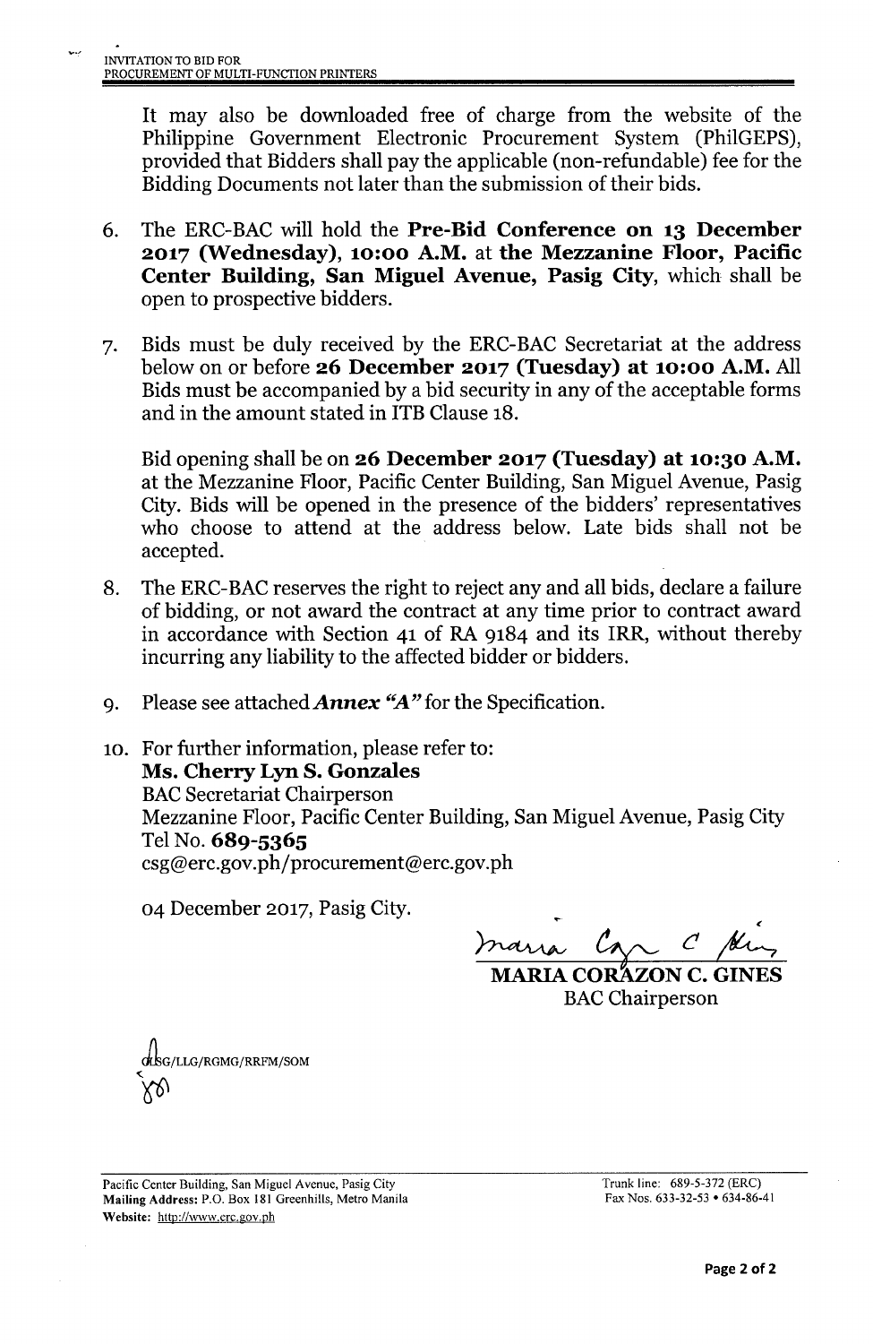It may also be downloaded free of charge from the website of the Philippine Government Electronic Procurement System (PhilGEPS), provided that Bidders shall pay the applicable (non-refundable) fee for the Bidding Documents not later than the submission of their bids.

6. The ERC-BAC will hold the **Pre-Bid Conference on 13 December 2017 (Wednesday), 10:00 A.M.** at **the Mezzanine Floor, Pacific Center Building, San Miguel Avenue, Pasig City**, which shall be open to prospective bidders.

7. Bids must be duly received by the ERC-BAC Secretariat at the address below on or before **26 December 2017 (Tuesday) at 10:00 A.M.** All Bids must be accompanied by a bid security in any of the acceptable forms and in the amount stated in ITB Clause 18.

   Bid opening shall be on **26 December 2017 (Tuesday) at 10:30 A.M.** at the Mezzanine Floor, Pacific Center Building, San Miguel Avenue, Pasig City. Bids will be opened in the presence of the bidders' representatives who choose to attend at the address below. Late bids shall not be accepted.

8. The ERC-BAC reserves the right to reject any and all bids, declare a failure of bidding, or not award the contract at any time prior to contract award in accordance with Section 41 of RA 9184 and its IRR, without thereby incurring any liability to the affected bidder or bidders.

9. Please see attached ***Annex "A"*** for the Specification.

10. For further information, please refer to:
    **Ms. Cherry Lyn S. Gonzales**
    BAC Secretariat Chairperson
    Mezzanine Floor, Pacific Center Building, San Miguel Avenue, Pasig City
    Tel No. **689-5365**
    csg@erc.gov.ph/procurement@erc.gov.ph

04 December 2017, Pasig City.

**MARIA CORAZON C. GINES**
BAC Chairperson

CSG/LLG/RGMG/RRFM/SOM

Pacific Center Building, San Miguel Avenue, Pasig City
**Mailing Address:** P.O. Box 181 Greenhills, Metro Manila
**Website:** http://www.erc.gov.ph

Trunk line: 689-5-372 (ERC)
Fax Nos. 633-32-53 • 634-86-41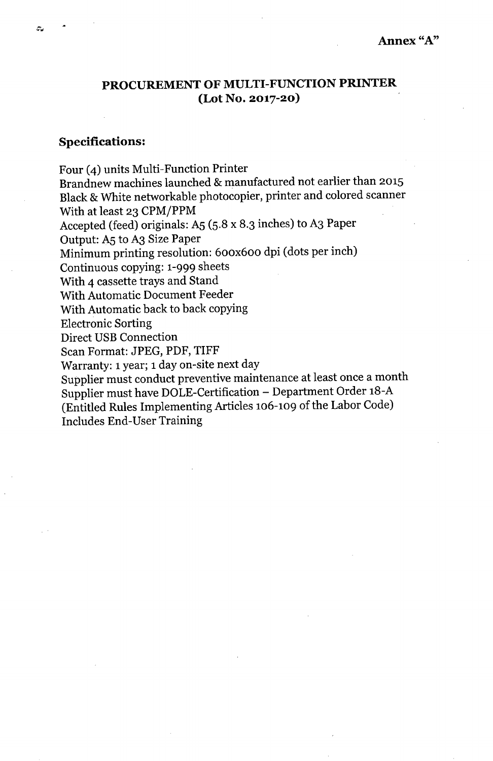**Annex "A"**

# PROCUREMENT OF MULTI-FUNCTION PRINTER
## (Lot No. 2017-20)

### Specifications:

Four (4) units Multi-Function Printer
Brandnew machines launched & manufactured not earlier than 2015
Black & White networkable photocopier, printer and colored scanner
With at least 23 CPM/PPM
Accepted (feed) originals: A5 (5.8 x 8.3 inches) to A3 Paper
Output: A5 to A3 Size Paper
Minimum printing resolution: 600x600 dpi (dots per inch)
Continuous copying: 1-999 sheets
With 4 cassette trays and Stand
With Automatic Document Feeder
With Automatic back to back copying
Electronic Sorting
Direct USB Connection
Scan Format: JPEG, PDF, TIFF
Warranty: 1 year; 1 day on-site next day
Supplier must conduct preventive maintenance at least once a month
Supplier must have DOLE-Certification – Department Order 18-A (Entitled Rules Implementing Articles 106-109 of the Labor Code)
Includes End-User Training